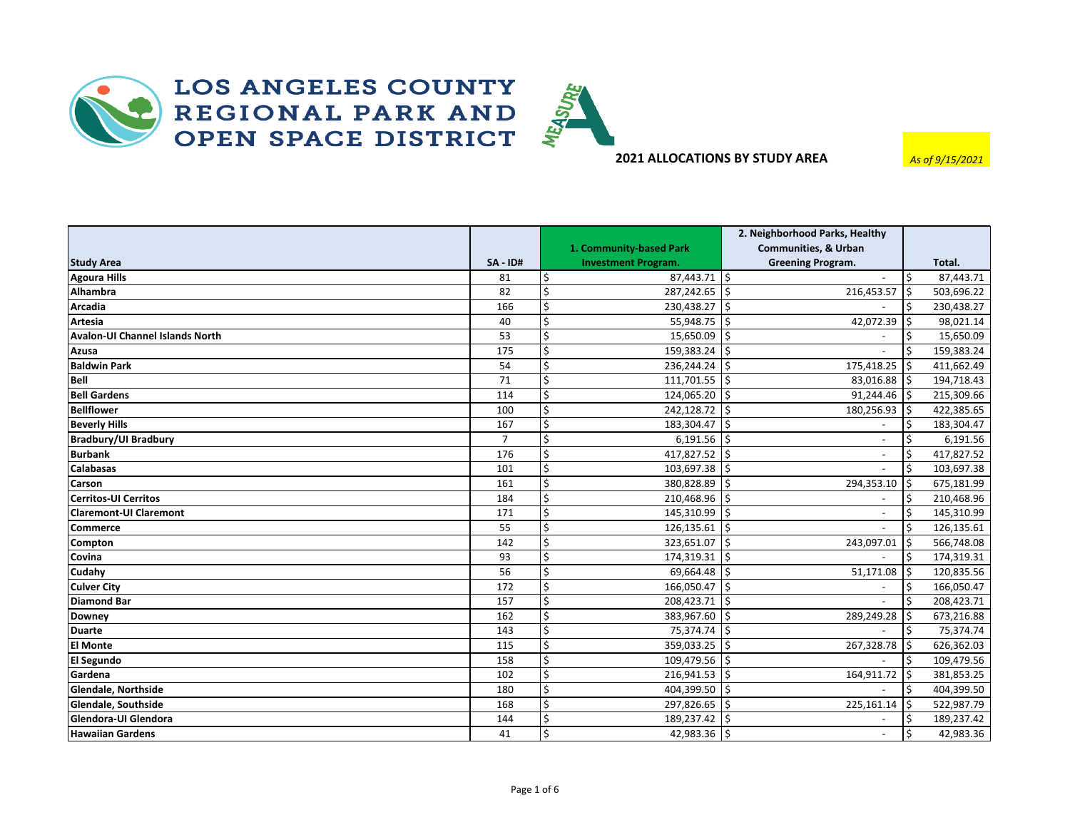# LOS ANGELES COUNTY REGIONAL PARK AND OPEN SPACE DISTRICT

MEASURE A

**2021 ALLOCATIONS BY STUDY AREA**

*As of 9/15/2021*

| Study Area | SA - ID# | 1. Community-based Park Investment Program. | 2. Neighborhood Parks, Healthy Communities, & Urban Greening Program. | Total. |
|---|---|---|---|---|
| **Agoura Hills** | 81 | $ 87,443.71 | $ - | $ 87,443.71 |
| **Alhambra** | 82 | $ 287,242.65 | $ 216,453.57 | $ 503,696.22 |
| **Arcadia** | 166 | $ 230,438.27 | $ - | $ 230,438.27 |
| **Artesia** | 40 | $ 55,948.75 | $ 42,072.39 | $ 98,021.14 |
| **Avalon-UI Channel Islands North** | 53 | $ 15,650.09 | $ - | $ 15,650.09 |
| **Azusa** | 175 | $ 159,383.24 | $ - | $ 159,383.24 |
| **Baldwin Park** | 54 | $ 236,244.24 | $ 175,418.25 | $ 411,662.49 |
| **Bell** | 71 | $ 111,701.55 | $ 83,016.88 | $ 194,718.43 |
| **Bell Gardens** | 114 | $ 124,065.20 | $ 91,244.46 | $ 215,309.66 |
| **Bellflower** | 100 | $ 242,128.72 | $ 180,256.93 | $ 422,385.65 |
| **Beverly Hills** | 167 | $ 183,304.47 | $ - | $ 183,304.47 |
| **Bradbury/UI Bradbury** | 7 | $ 6,191.56 | $ - | $ 6,191.56 |
| **Burbank** | 176 | $ 417,827.52 | $ - | $ 417,827.52 |
| **Calabasas** | 101 | $ 103,697.38 | $ - | $ 103,697.38 |
| **Carson** | 161 | $ 380,828.89 | $ 294,353.10 | $ 675,181.99 |
| **Cerritos-UI Cerritos** | 184 | $ 210,468.96 | $ - | $ 210,468.96 |
| **Claremont-UI Claremont** | 171 | $ 145,310.99 | $ - | $ 145,310.99 |
| **Commerce** | 55 | $ 126,135.61 | $ - | $ 126,135.61 |
| **Compton** | 142 | $ 323,651.07 | $ 243,097.01 | $ 566,748.08 |
| **Covina** | 93 | $ 174,319.31 | $ - | $ 174,319.31 |
| **Cudahy** | 56 | $ 69,664.48 | $ 51,171.08 | $ 120,835.56 |
| **Culver City** | 172 | $ 166,050.47 | $ - | $ 166,050.47 |
| **Diamond Bar** | 157 | $ 208,423.71 | $ - | $ 208,423.71 |
| **Downey** | 162 | $ 383,967.60 | $ 289,249.28 | $ 673,216.88 |
| **Duarte** | 143 | $ 75,374.74 | $ - | $ 75,374.74 |
| **El Monte** | 115 | $ 359,033.25 | $ 267,328.78 | $ 626,362.03 |
| **El Segundo** | 158 | $ 109,479.56 | $ - | $ 109,479.56 |
| **Gardena** | 102 | $ 216,941.53 | $ 164,911.72 | $ 381,853.25 |
| **Glendale, Northside** | 180 | $ 404,399.50 | $ - | $ 404,399.50 |
| **Glendale, Southside** | 168 | $ 297,826.65 | $ 225,161.14 | $ 522,987.79 |
| **Glendora-UI Glendora** | 144 | $ 189,237.42 | $ - | $ 189,237.42 |
| **Hawaiian Gardens** | 41 | $ 42,983.36 | $ - | $ 42,983.36 |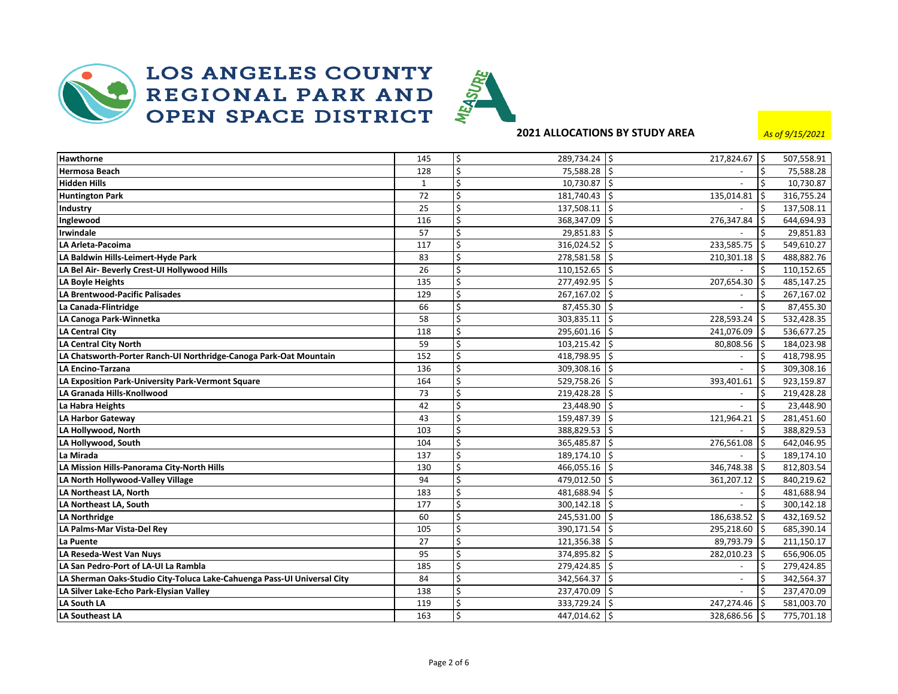LOS ANGELES COUNTY REGIONAL PARK AND OPEN SPACE DISTRICT

MEASURE A

**2021 ALLOCATIONS BY STUDY AREA**

*As of 9/15/2021*

| | | | | |
|---|---|---|---|---|
| **Hawthorne** | 145 | $ 289,734.24 | $ 217,824.67 | $ 507,558.91 |
| **Hermosa Beach** | 128 | $ 75,588.28 | $ - | $ 75,588.28 |
| **Hidden Hills** | 1 | $ 10,730.87 | $ - | $ 10,730.87 |
| **Huntington Park** | 72 | $ 181,740.43 | $ 135,014.81 | $ 316,755.24 |
| **Industry** | 25 | $ 137,508.11 | $ - | $ 137,508.11 |
| **Inglewood** | 116 | $ 368,347.09 | $ 276,347.84 | $ 644,694.93 |
| **Irwindale** | 57 | $ 29,851.83 | $ - | $ 29,851.83 |
| **LA Arleta-Pacoima** | 117 | $ 316,024.52 | $ 233,585.75 | $ 549,610.27 |
| **LA Baldwin Hills-Leimert-Hyde Park** | 83 | $ 278,581.58 | $ 210,301.18 | $ 488,882.76 |
| **LA Bel Air- Beverly Crest-UI Hollywood Hills** | 26 | $ 110,152.65 | $ - | $ 110,152.65 |
| **LA Boyle Heights** | 135 | $ 277,492.95 | $ 207,654.30 | $ 485,147.25 |
| **LA Brentwood-Pacific Palisades** | 129 | $ 267,167.02 | $ - | $ 267,167.02 |
| **La Canada-Flintridge** | 66 | $ 87,455.30 | $ - | $ 87,455.30 |
| **LA Canoga Park-Winnetka** | 58 | $ 303,835.11 | $ 228,593.24 | $ 532,428.35 |
| **LA Central City** | 118 | $ 295,601.16 | $ 241,076.09 | $ 536,677.25 |
| **LA Central City North** | 59 | $ 103,215.42 | $ 80,808.56 | $ 184,023.98 |
| **LA Chatsworth-Porter Ranch-UI Northridge-Canoga Park-Oat Mountain** | 152 | $ 418,798.95 | $ - | $ 418,798.95 |
| **LA Encino-Tarzana** | 136 | $ 309,308.16 | $ - | $ 309,308.16 |
| **LA Exposition Park-University Park-Vermont Square** | 164 | $ 529,758.26 | $ 393,401.61 | $ 923,159.87 |
| **LA Granada Hills-Knollwood** | 73 | $ 219,428.28 | $ - | $ 219,428.28 |
| **La Habra Heights** | 42 | $ 23,448.90 | $ - | $ 23,448.90 |
| **LA Harbor Gateway** | 43 | $ 159,487.39 | $ 121,964.21 | $ 281,451.60 |
| **LA Hollywood, North** | 103 | $ 388,829.53 | $ - | $ 388,829.53 |
| **LA Hollywood, South** | 104 | $ 365,485.87 | $ 276,561.08 | $ 642,046.95 |
| **La Mirada** | 137 | $ 189,174.10 | $ - | $ 189,174.10 |
| **LA Mission Hills-Panorama City-North Hills** | 130 | $ 466,055.16 | $ 346,748.38 | $ 812,803.54 |
| **LA North Hollywood-Valley Village** | 94 | $ 479,012.50 | $ 361,207.12 | $ 840,219.62 |
| **LA Northeast LA, North** | 183 | $ 481,688.94 | $ - | $ 481,688.94 |
| **LA Northeast LA, South** | 177 | $ 300,142.18 | $ - | $ 300,142.18 |
| **LA Northridge** | 60 | $ 245,531.00 | $ 186,638.52 | $ 432,169.52 |
| **LA Palms-Mar Vista-Del Rey** | 105 | $ 390,171.54 | $ 295,218.60 | $ 685,390.14 |
| **La Puente** | 27 | $ 121,356.38 | $ 89,793.79 | $ 211,150.17 |
| **LA Reseda-West Van Nuys** | 95 | $ 374,895.82 | $ 282,010.23 | $ 656,906.05 |
| **LA San Pedro-Port of LA-UI La Rambla** | 185 | $ 279,424.85 | $ - | $ 279,424.85 |
| **LA Sherman Oaks-Studio City-Toluca Lake-Cahuenga Pass-UI Universal City** | 84 | $ 342,564.37 | $ - | $ 342,564.37 |
| **LA Silver Lake-Echo Park-Elysian Valley** | 138 | $ 237,470.09 | $ - | $ 237,470.09 |
| **LA South LA** | 119 | $ 333,729.24 | $ 247,274.46 | $ 581,003.70 |
| **LA Southeast LA** | 163 | $ 447,014.62 | $ 328,686.56 | $ 775,701.18 |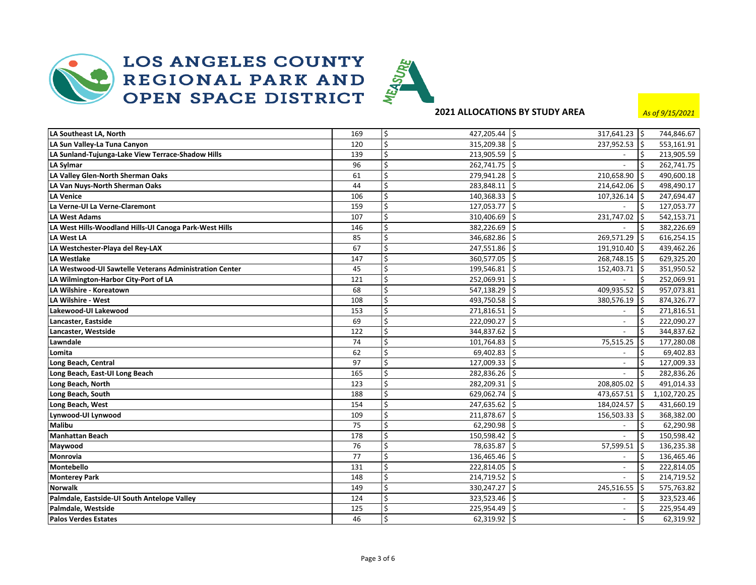LOS ANGELES COUNTY REGIONAL PARK AND OPEN SPACE DISTRICT

MEASURE A

**2021 ALLOCATIONS BY STUDY AREA**

*As of 9/15/2021*

| | | | | |
|---|---|---|---|---|
| **LA Southeast LA, North** | 169 | $ 427,205.44 | $ 317,641.23 | $ 744,846.67 |
| **LA Sun Valley-La Tuna Canyon** | 120 | $ 315,209.38 | $ 237,952.53 | $ 553,161.91 |
| **LA Sunland-Tujunga-Lake View Terrace-Shadow Hills** | 139 | $ 213,905.59 | $ - | $ 213,905.59 |
| **LA Sylmar** | 96 | $ 262,741.75 | $ - | $ 262,741.75 |
| **LA Valley Glen-North Sherman Oaks** | 61 | $ 279,941.28 | $ 210,658.90 | $ 490,600.18 |
| **LA Van Nuys-North Sherman Oaks** | 44 | $ 283,848.11 | $ 214,642.06 | $ 498,490.17 |
| **LA Venice** | 106 | $ 140,368.33 | $ 107,326.14 | $ 247,694.47 |
| **La Verne-UI La Verne-Claremont** | 159 | $ 127,053.77 | $ - | $ 127,053.77 |
| **LA West Adams** | 107 | $ 310,406.69 | $ 231,747.02 | $ 542,153.71 |
| **LA West Hills-Woodland Hills-UI Canoga Park-West Hills** | 146 | $ 382,226.69 | $ - | $ 382,226.69 |
| **LA West LA** | 85 | $ 346,682.86 | $ 269,571.29 | $ 616,254.15 |
| **LA Westchester-Playa del Rey-LAX** | 67 | $ 247,551.86 | $ 191,910.40 | $ 439,462.26 |
| **LA Westlake** | 147 | $ 360,577.05 | $ 268,748.15 | $ 629,325.20 |
| **LA Westwood-UI Sawtelle Veterans Administration Center** | 45 | $ 199,546.81 | $ 152,403.71 | $ 351,950.52 |
| **LA Wilmington-Harbor City-Port of LA** | 121 | $ 252,069.91 | $ - | $ 252,069.91 |
| **LA Wilshire - Koreatown** | 68 | $ 547,138.29 | $ 409,935.52 | $ 957,073.81 |
| **LA Wilshire - West** | 108 | $ 493,750.58 | $ 380,576.19 | $ 874,326.77 |
| **Lakewood-UI Lakewood** | 153 | $ 271,816.51 | $ - | $ 271,816.51 |
| **Lancaster, Eastside** | 69 | $ 222,090.27 | $ - | $ 222,090.27 |
| **Lancaster, Westside** | 122 | $ 344,837.62 | $ - | $ 344,837.62 |
| **Lawndale** | 74 | $ 101,764.83 | $ 75,515.25 | $ 177,280.08 |
| **Lomita** | 62 | $ 69,402.83 | $ - | $ 69,402.83 |
| **Long Beach, Central** | 97 | $ 127,009.33 | $ - | $ 127,009.33 |
| **Long Beach, East-UI Long Beach** | 165 | $ 282,836.26 | $ - | $ 282,836.26 |
| **Long Beach, North** | 123 | $ 282,209.31 | $ 208,805.02 | $ 491,014.33 |
| **Long Beach, South** | 188 | $ 629,062.74 | $ 473,657.51 | $ 1,102,720.25 |
| **Long Beach, West** | 154 | $ 247,635.62 | $ 184,024.57 | $ 431,660.19 |
| **Lynwood-UI Lynwood** | 109 | $ 211,878.67 | $ 156,503.33 | $ 368,382.00 |
| **Malibu** | 75 | $ 62,290.98 | $ - | $ 62,290.98 |
| **Manhattan Beach** | 178 | $ 150,598.42 | $ - | $ 150,598.42 |
| **Maywood** | 76 | $ 78,635.87 | $ 57,599.51 | $ 136,235.38 |
| **Monrovia** | 77 | $ 136,465.46 | $ - | $ 136,465.46 |
| **Montebello** | 131 | $ 222,814.05 | $ - | $ 222,814.05 |
| **Monterey Park** | 148 | $ 214,719.52 | $ - | $ 214,719.52 |
| **Norwalk** | 149 | $ 330,247.27 | $ 245,516.55 | $ 575,763.82 |
| **Palmdale, Eastside-UI South Antelope Valley** | 124 | $ 323,523.46 | $ - | $ 323,523.46 |
| **Palmdale, Westside** | 125 | $ 225,954.49 | $ - | $ 225,954.49 |
| **Palos Verdes Estates** | 46 | $ 62,319.92 | $ - | $ 62,319.92 |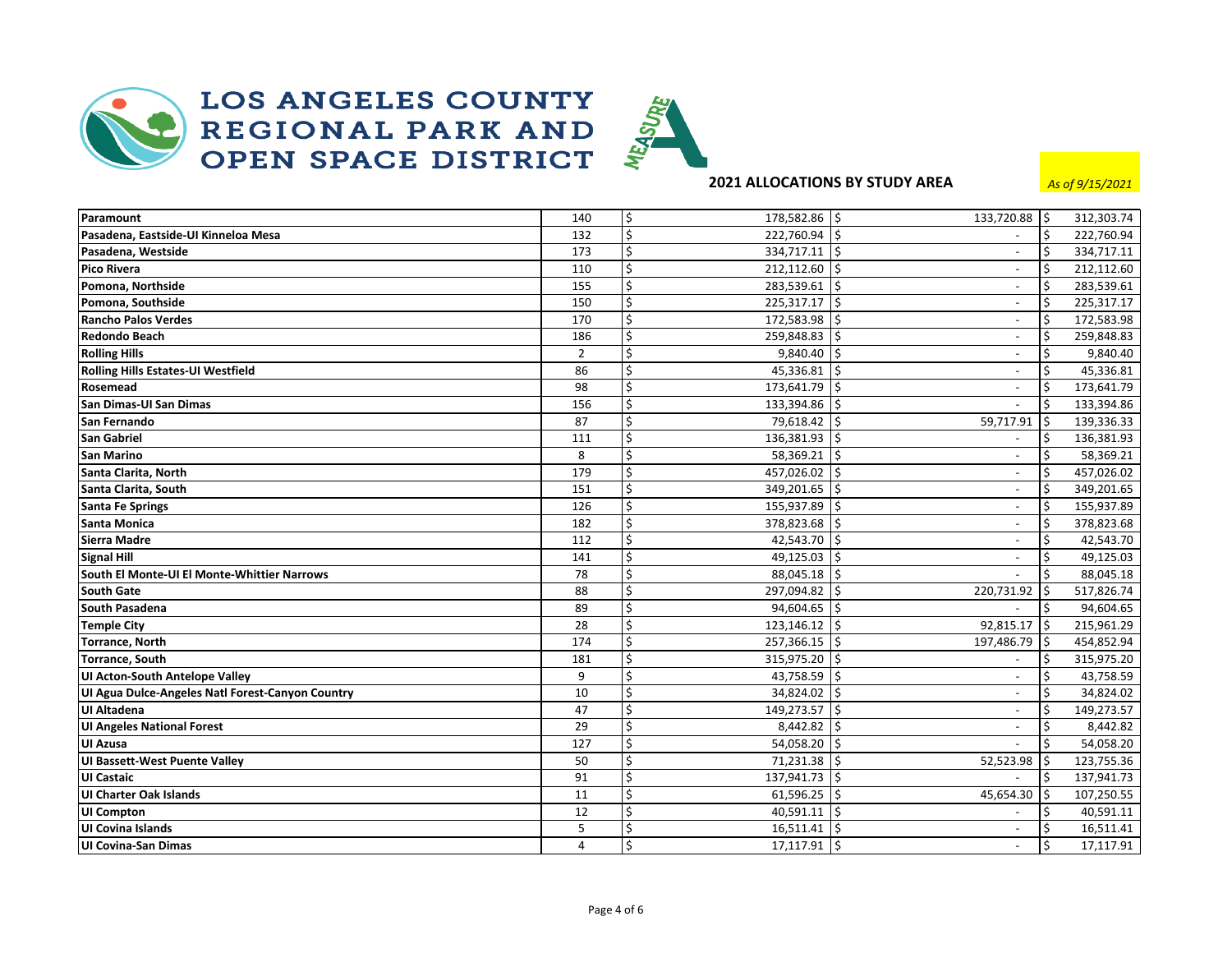# LOS ANGELES COUNTY REGIONAL PARK AND OPEN SPACE DISTRICT

## 2021 ALLOCATIONS BY STUDY AREA

*As of 9/15/2021*

| | | | | |
|---|---|---|---|---|
| **Paramount** | 140 | $ 178,582.86 | $ 133,720.88 | $ 312,303.74 |
| **Pasadena, Eastside-UI Kinneloa Mesa** | 132 | $ 222,760.94 | $ - | $ 222,760.94 |
| **Pasadena, Westside** | 173 | $ 334,717.11 | $ - | $ 334,717.11 |
| **Pico Rivera** | 110 | $ 212,112.60 | $ - | $ 212,112.60 |
| **Pomona, Northside** | 155 | $ 283,539.61 | $ - | $ 283,539.61 |
| **Pomona, Southside** | 150 | $ 225,317.17 | $ - | $ 225,317.17 |
| **Rancho Palos Verdes** | 170 | $ 172,583.98 | $ - | $ 172,583.98 |
| **Redondo Beach** | 186 | $ 259,848.83 | $ - | $ 259,848.83 |
| **Rolling Hills** | 2 | $ 9,840.40 | $ - | $ 9,840.40 |
| **Rolling Hills Estates-UI Westfield** | 86 | $ 45,336.81 | $ - | $ 45,336.81 |
| **Rosemead** | 98 | $ 173,641.79 | $ - | $ 173,641.79 |
| **San Dimas-UI San Dimas** | 156 | $ 133,394.86 | $ - | $ 133,394.86 |
| **San Fernando** | 87 | $ 79,618.42 | $ 59,717.91 | $ 139,336.33 |
| **San Gabriel** | 111 | $ 136,381.93 | $ - | $ 136,381.93 |
| **San Marino** | 8 | $ 58,369.21 | $ - | $ 58,369.21 |
| **Santa Clarita, North** | 179 | $ 457,026.02 | $ - | $ 457,026.02 |
| **Santa Clarita, South** | 151 | $ 349,201.65 | $ - | $ 349,201.65 |
| **Santa Fe Springs** | 126 | $ 155,937.89 | $ - | $ 155,937.89 |
| **Santa Monica** | 182 | $ 378,823.68 | $ - | $ 378,823.68 |
| **Sierra Madre** | 112 | $ 42,543.70 | $ - | $ 42,543.70 |
| **Signal Hill** | 141 | $ 49,125.03 | $ - | $ 49,125.03 |
| **South El Monte-UI El Monte-Whittier Narrows** | 78 | $ 88,045.18 | $ - | $ 88,045.18 |
| **South Gate** | 88 | $ 297,094.82 | $ 220,731.92 | $ 517,826.74 |
| **South Pasadena** | 89 | $ 94,604.65 | $ - | $ 94,604.65 |
| **Temple City** | 28 | $ 123,146.12 | $ 92,815.17 | $ 215,961.29 |
| **Torrance, North** | 174 | $ 257,366.15 | $ 197,486.79 | $ 454,852.94 |
| **Torrance, South** | 181 | $ 315,975.20 | $ - | $ 315,975.20 |
| **UI Acton-South Antelope Valley** | 9 | $ 43,758.59 | $ - | $ 43,758.59 |
| **UI Agua Dulce-Angeles Natl Forest-Canyon Country** | 10 | $ 34,824.02 | $ - | $ 34,824.02 |
| **UI Altadena** | 47 | $ 149,273.57 | $ - | $ 149,273.57 |
| **UI Angeles National Forest** | 29 | $ 8,442.82 | $ - | $ 8,442.82 |
| **UI Azusa** | 127 | $ 54,058.20 | $ - | $ 54,058.20 |
| **UI Bassett-West Puente Valley** | 50 | $ 71,231.38 | $ 52,523.98 | $ 123,755.36 |
| **UI Castaic** | 91 | $ 137,941.73 | $ - | $ 137,941.73 |
| **UI Charter Oak Islands** | 11 | $ 61,596.25 | $ 45,654.30 | $ 107,250.55 |
| **UI Compton** | 12 | $ 40,591.11 | $ - | $ 40,591.11 |
| **UI Covina Islands** | 5 | $ 16,511.41 | $ - | $ 16,511.41 |
| **UI Covina-San Dimas** | 4 | $ 17,117.91 | $ - | $ 17,117.91 |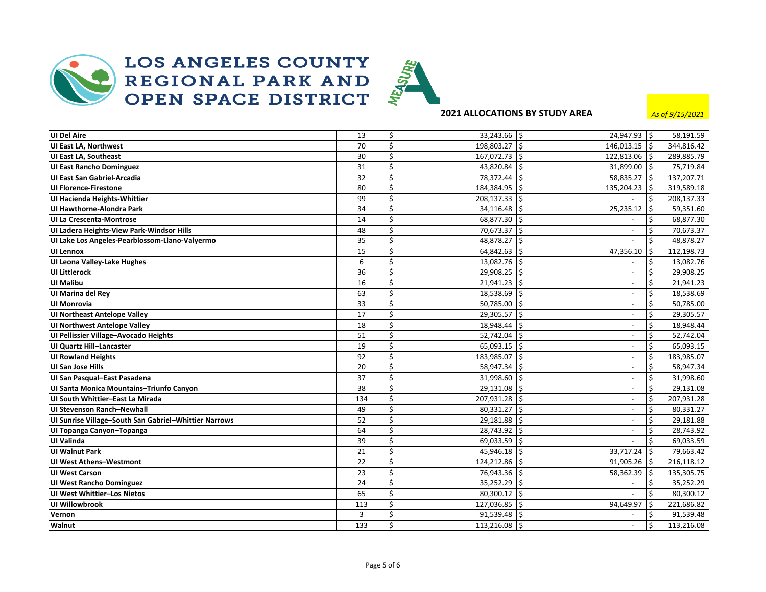LOS ANGELES COUNTY REGIONAL PARK AND OPEN SPACE DISTRICT

MEASURE A

## 2021 ALLOCATIONS BY STUDY AREA

*As of 9/15/2021*

| | | | | |
|---|---|---|---|---|
| **UI Del Aire** | 13 | $ 33,243.66 | $ 24,947.93 | $ 58,191.59 |
| **UI East LA, Northwest** | 70 | $ 198,803.27 | $ 146,013.15 | $ 344,816.42 |
| **UI East LA, Southeast** | 30 | $ 167,072.73 | $ 122,813.06 | $ 289,885.79 |
| **UI East Rancho Dominguez** | 31 | $ 43,820.84 | $ 31,899.00 | $ 75,719.84 |
| **UI East San Gabriel-Arcadia** | 32 | $ 78,372.44 | $ 58,835.27 | $ 137,207.71 |
| **UI Florence-Firestone** | 80 | $ 184,384.95 | $ 135,204.23 | $ 319,589.18 |
| **UI Hacienda Heights-Whittier** | 99 | $ 208,137.33 | $ - | $ 208,137.33 |
| **UI Hawthorne-Alondra Park** | 34 | $ 34,116.48 | $ 25,235.12 | $ 59,351.60 |
| **UI La Crescenta-Montrose** | 14 | $ 68,877.30 | $ - | $ 68,877.30 |
| **UI Ladera Heights-View Park-Windsor Hills** | 48 | $ 70,673.37 | $ - | $ 70,673.37 |
| **UI Lake Los Angeles-Pearblossom-Llano-Valyermo** | 35 | $ 48,878.27 | $ - | $ 48,878.27 |
| **UI Lennox** | 15 | $ 64,842.63 | $ 47,356.10 | $ 112,198.73 |
| **UI Leona Valley-Lake Hughes** | 6 | $ 13,082.76 | $ - | $ 13,082.76 |
| **UI Littlerock** | 36 | $ 29,908.25 | $ - | $ 29,908.25 |
| **UI Malibu** | 16 | $ 21,941.23 | $ - | $ 21,941.23 |
| **UI Marina del Rey** | 63 | $ 18,538.69 | $ - | $ 18,538.69 |
| **UI Monrovia** | 33 | $ 50,785.00 | $ - | $ 50,785.00 |
| **UI Northeast Antelope Valley** | 17 | $ 29,305.57 | $ - | $ 29,305.57 |
| **UI Northwest Antelope Valley** | 18 | $ 18,948.44 | $ - | $ 18,948.44 |
| **UI Pellissier Village–Avocado Heights** | 51 | $ 52,742.04 | $ - | $ 52,742.04 |
| **UI Quartz Hill–Lancaster** | 19 | $ 65,093.15 | $ - | $ 65,093.15 |
| **UI Rowland Heights** | 92 | $ 183,985.07 | $ - | $ 183,985.07 |
| **UI San Jose Hills** | 20 | $ 58,947.34 | $ - | $ 58,947.34 |
| **UI San Pasqual–East Pasadena** | 37 | $ 31,998.60 | $ - | $ 31,998.60 |
| **UI Santa Monica Mountains–Triunfo Canyon** | 38 | $ 29,131.08 | $ - | $ 29,131.08 |
| **UI South Whittier–East La Mirada** | 134 | $ 207,931.28 | $ - | $ 207,931.28 |
| **UI Stevenson Ranch–Newhall** | 49 | $ 80,331.27 | $ - | $ 80,331.27 |
| **UI Sunrise Village–South San Gabriel–Whittier Narrows** | 52 | $ 29,181.88 | $ - | $ 29,181.88 |
| **UI Topanga Canyon–Topanga** | 64 | $ 28,743.92 | $ - | $ 28,743.92 |
| **UI Valinda** | 39 | $ 69,033.59 | $ - | $ 69,033.59 |
| **UI Walnut Park** | 21 | $ 45,946.18 | $ 33,717.24 | $ 79,663.42 |
| **UI West Athens–Westmont** | 22 | $ 124,212.86 | $ 91,905.26 | $ 216,118.12 |
| **UI West Carson** | 23 | $ 76,943.36 | $ 58,362.39 | $ 135,305.75 |
| **UI West Rancho Dominguez** | 24 | $ 35,252.29 | $ - | $ 35,252.29 |
| **UI West Whittier–Los Nietos** | 65 | $ 80,300.12 | $ - | $ 80,300.12 |
| **UI Willowbrook** | 113 | $ 127,036.85 | $ 94,649.97 | $ 221,686.82 |
| **Vernon** | 3 | $ 91,539.48 | $ - | $ 91,539.48 |
| **Walnut** | 133 | $ 113,216.08 | $ - | $ 113,216.08 |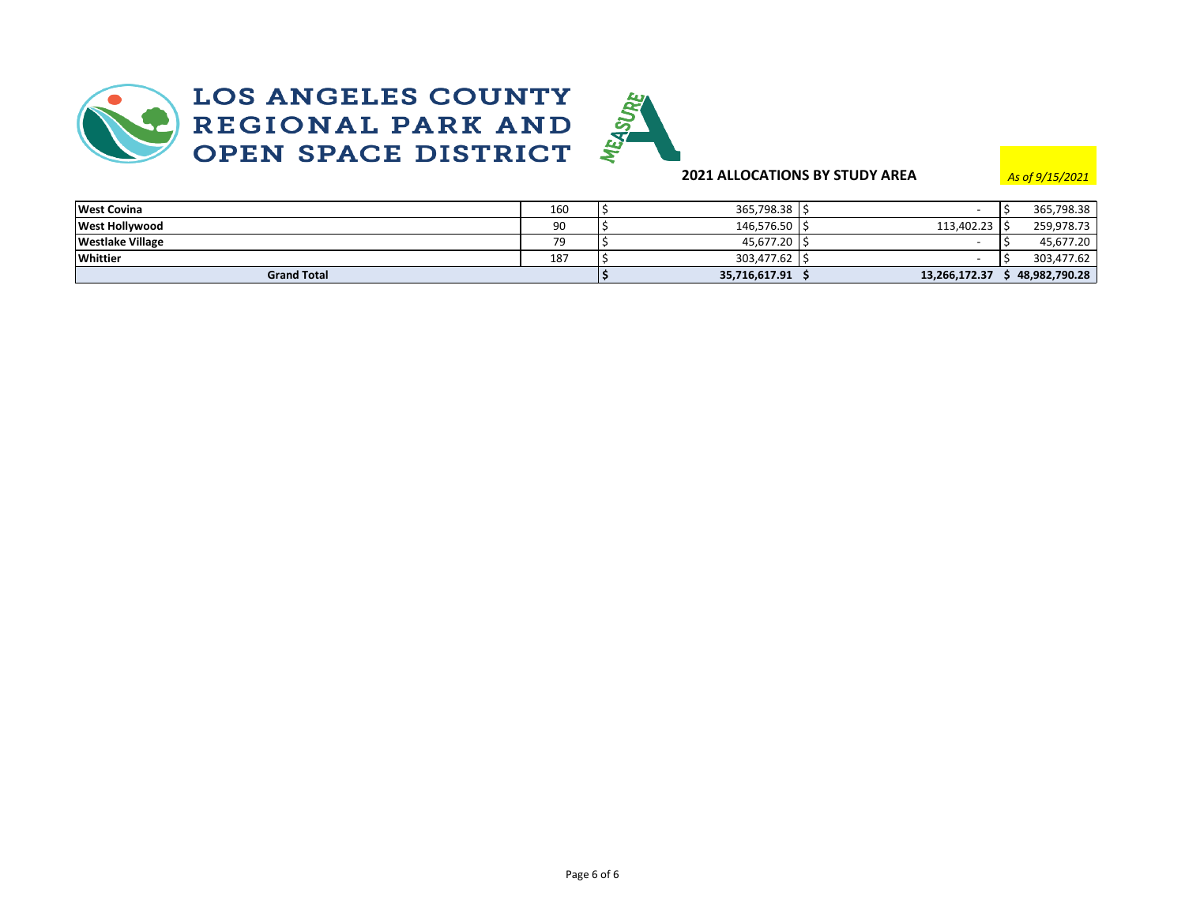LOS ANGELES COUNTY REGIONAL PARK AND OPEN SPACE DISTRICT

MEASURE A

**2021 ALLOCATIONS BY STUDY AREA**

*As of 9/15/2021*

| | | | | |
|---|---|---|---|---|
| **West Covina** | 160 | $ 365,798.38 | $ - | $ 365,798.38 |
| **West Hollywood** | 90 | $ 146,576.50 | $ 113,402.23 | $ 259,978.73 |
| **Westlake Village** | 79 | $ 45,677.20 | $ - | $ 45,677.20 |
| **Whittier** | 187 | $ 303,477.62 | $ - | $ 303,477.62 |
| **Grand Total** | | **$ 35,716,617.91** | **$ 13,266,172.37** | **$ 48,982,790.28** |